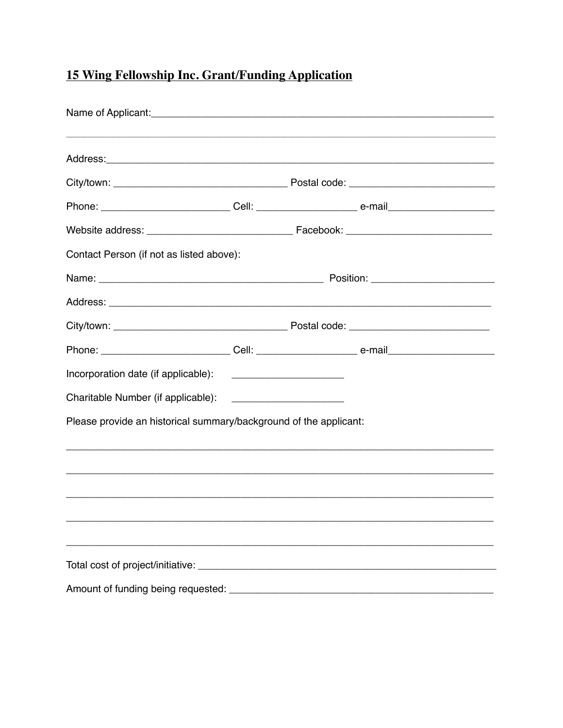## 15 Wing Fellowship Inc. Grant/Funding Application

Name of Applicant:_______________________________________________________________

_____________________________________________________________________________

Address:_____________________________________________________________________

City/town: ______________________________ Postal code: __________________________

Phone: ______________________ Cell: _________________ e-mail__________________

Website address: __________________________ Facebook: _________________________

Contact Person (if not as listed above):

Name: ________________________________________ Position: _____________________

Address: _____________________________________________________________________

City/town: ______________________________ Postal code: _________________________

Phone: ______________________ Cell: _________________ e-mail__________________

Incorporation date (if applicable): ____________________

Charitable Number (if applicable): ____________________

Please provide an historical summary/background of the applicant:

_____________________________________________________________________________

_____________________________________________________________________________

_____________________________________________________________________________

_____________________________________________________________________________

_____________________________________________________________________________

Total cost of project/initiative: _________________________________________________

Amount of funding being requested: ______________________________________________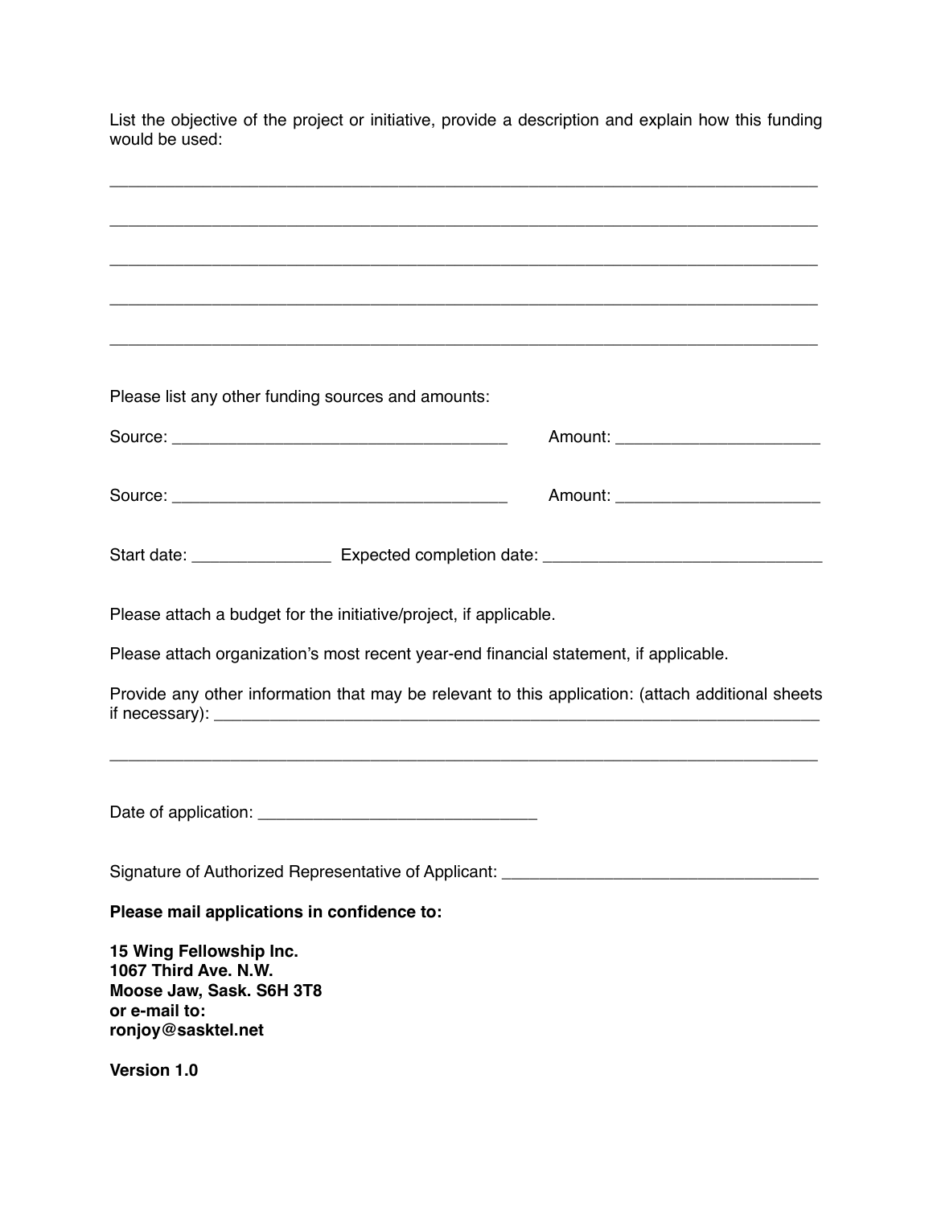List the objective of the project or initiative, provide a description and explain how this funding would be used:

_______________________________________________________________________________

_______________________________________________________________________________

_______________________________________________________________________________

_______________________________________________________________________________

_______________________________________________________________________________

Please list any other funding sources and amounts:

Source: _____________________________________ Amount: _____________________

Source: _____________________________________ Amount: _____________________

Start date: _______________ Expected completion date: ____________________________

Please attach a budget for the initiative/project, if applicable.

Please attach organization's most recent year-end financial statement, if applicable.

Provide any other information that may be relevant to this application: (attach additional sheets if necessary): _____________________________________________________________

_______________________________________________________________________________

Date of application: ______________________________

Signature of Authorized Representative of Applicant: __________________________________

**Please mail applications in confidence to:**

**15 Wing Fellowship Inc.**
**1067 Third Ave. N.W.**
**Moose Jaw, Sask. S6H 3T8**
**or e-mail to:**
**ronjoy@sasktel.net**

**Version 1.0**